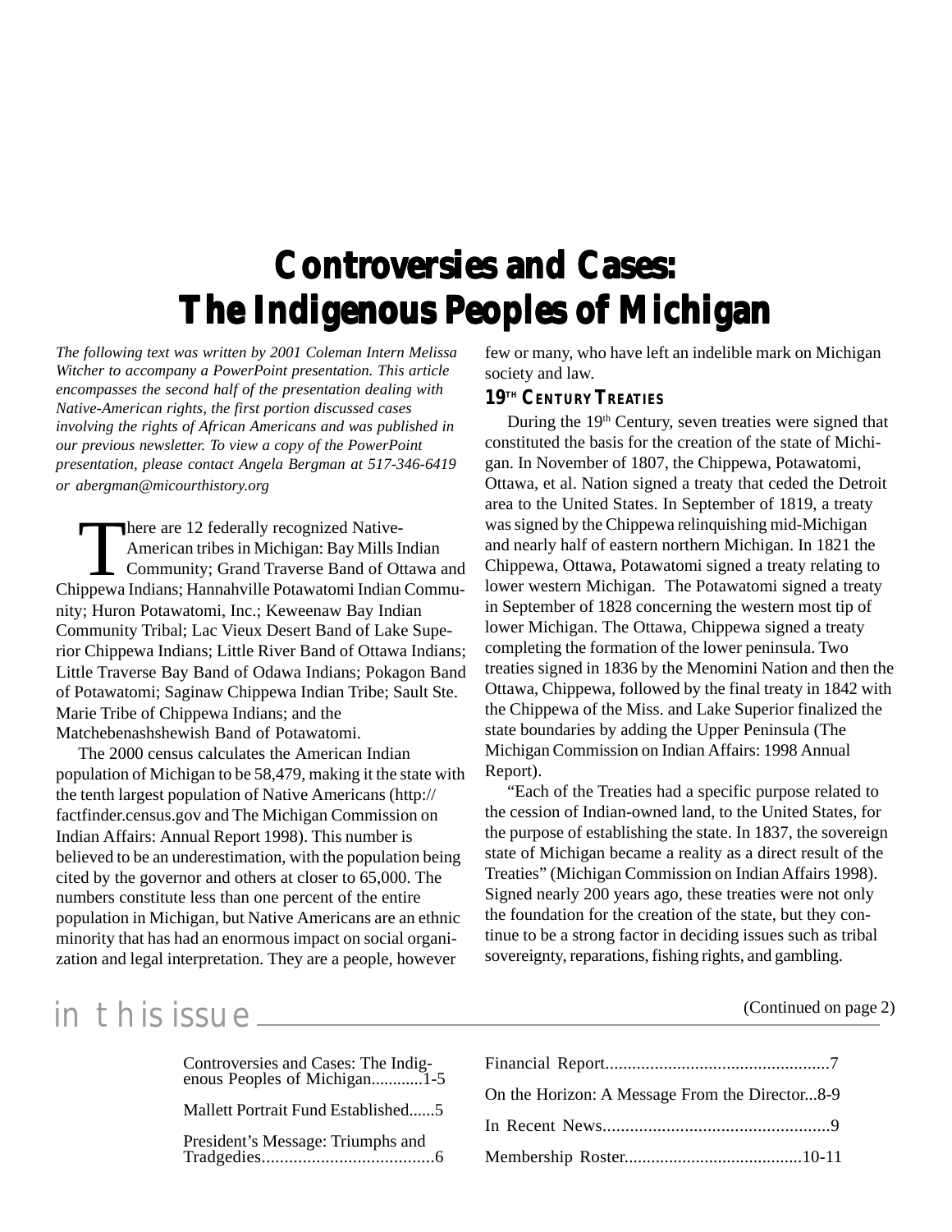# Controversies and Cases: The Indigenous Peoples of Michigan

*The following text was written by 2001 Coleman Intern Melissa Witcher to accompany a PowerPoint presentation. This article encompasses the second half of the presentation dealing with Native-American rights, the first portion discussed cases involving the rights of African Americans and was published in our previous newsletter. To view a copy of the PowerPoint presentation, please contact Angela Bergman at 517-346-6419 or abergman@micourthistory.org*

There are 12 federally recognized Native-American tribes in Michigan: Bay Mills Indian Community; Grand Traverse Band of Ottawa and Chippewa Indians; Hannahville Potawatomi Indian Community; Huron Potawatomi, Inc.; Keweenaw Bay Indian Community Tribal; Lac Vieux Desert Band of Lake Superior Chippewa Indians; Little River Band of Ottawa Indians; Little Traverse Bay Band of Odawa Indians; Pokagon Band of Potawatomi; Saginaw Chippewa Indian Tribe; Sault Ste. Marie Tribe of Chippewa Indians; and the Matchebenashshewish Band of Potawatomi.

The 2000 census calculates the American Indian population of Michigan to be 58,479, making it the state with the tenth largest population of Native Americans (http://factfinder.census.gov and The Michigan Commission on Indian Affairs: Annual Report 1998). This number is believed to be an underestimation, with the population being cited by the governor and others at closer to 65,000. The numbers constitute less than one percent of the entire population in Michigan, but Native Americans are an ethnic minority that has had an enormous impact on social organization and legal interpretation. They are a people, however few or many, who have left an indelible mark on Michigan society and law.

### 19TH CENTURY TREATIES

During the 19th Century, seven treaties were signed that constituted the basis for the creation of the state of Michigan. In November of 1807, the Chippewa, Potawatomi, Ottawa, et al. Nation signed a treaty that ceded the Detroit area to the United States. In September of 1819, a treaty was signed by the Chippewa relinquishing mid-Michigan and nearly half of eastern northern Michigan. In 1821 the Chippewa, Ottawa, Potawatomi signed a treaty relating to lower western Michigan. The Potawatomi signed a treaty in September of 1828 concerning the western most tip of lower Michigan. The Ottawa, Chippewa signed a treaty completing the formation of the lower peninsula. Two treaties signed in 1836 by the Menomini Nation and then the Ottawa, Chippewa, followed by the final treaty in 1842 with the Chippewa of the Miss. and Lake Superior finalized the state boundaries by adding the Upper Peninsula (The Michigan Commission on Indian Affairs: 1998 Annual Report).

"Each of the Treaties had a specific purpose related to the cession of Indian-owned land, to the United States, for the purpose of establishing the state. In 1837, the sovereign state of Michigan became a reality as a direct result of the Treaties" (Michigan Commission on Indian Affairs 1998). Signed nearly 200 years ago, these treaties were not only the foundation for the creation of the state, but they continue to be a strong factor in deciding issues such as tribal sovereignty, reparations, fishing rights, and gambling.

(Continued on page 2)

## in this issue

- Controversies and Cases: The Indigenous Peoples of Michigan............1-5
- Mallett Portrait Fund Established......5
- President's Message: Triumphs and Tradgedies.......................................6
- Financial Report..................................................7
- On the Horizon: A Message From the Director...8-9
- In Recent News...................................................9
- Membership Roster........................................10-11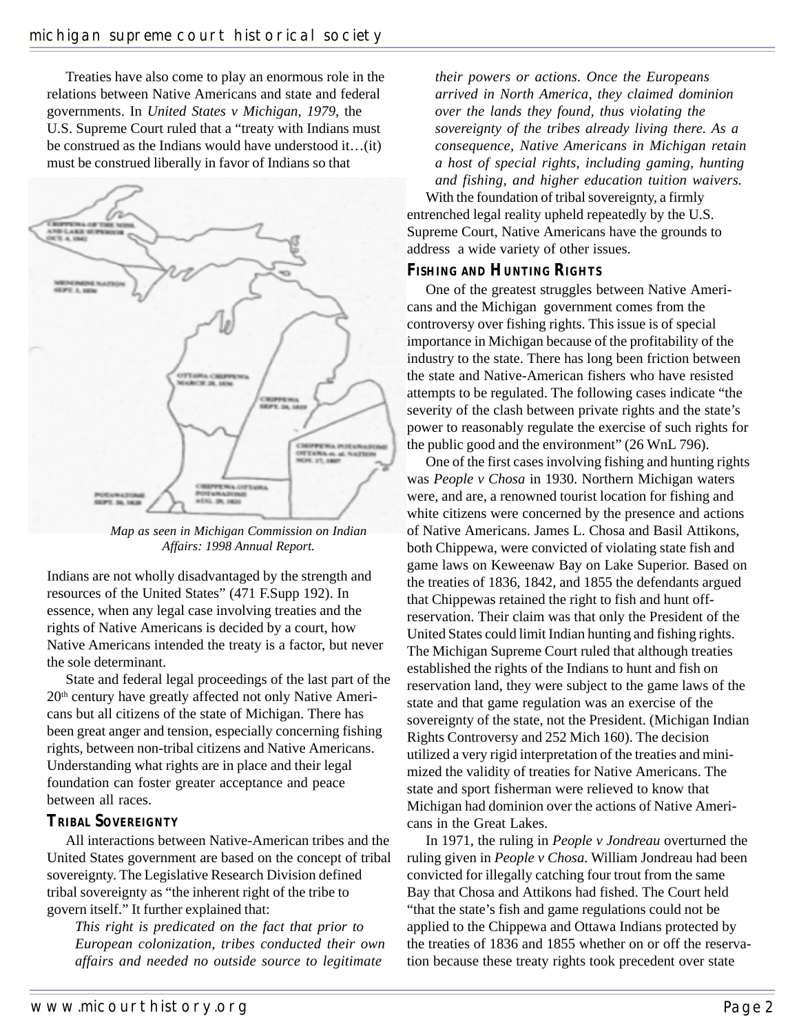Treaties have also come to play an enormous role in the relations between Native Americans and state and federal governments. In *United States v Michigan, 1979*, the U.S. Supreme Court ruled that a "treaty with Indians must be construed as the Indians would have understood it…(it) must be construed liberally in favor of Indians so that Indians are not wholly disadvantaged by the strength and resources of the United States" (471 F.Supp 192). In essence, when any legal case involving treaties and the rights of Native Americans is decided by a court, how Native Americans intended the treaty is a factor, but never the sole determinant.

*Map as seen in Michigan Commission on Indian Affairs: 1998 Annual Report.*

State and federal legal proceedings of the last part of the 20th century have greatly affected not only Native Americans but all citizens of the state of Michigan. There has been great anger and tension, especially concerning fishing rights, between non-tribal citizens and Native Americans. Understanding what rights are in place and their legal foundation can foster greater acceptance and peace between all races.

## Tribal Sovereignty

All interactions between Native-American tribes and the United States government are based on the concept of tribal sovereignty. The Legislative Research Division defined tribal sovereignty as "the inherent right of the tribe to govern itself." It further explained that:

> *This right is predicated on the fact that prior to European colonization, tribes conducted their own affairs and needed no outside source to legitimate their powers or actions. Once the Europeans arrived in North America, they claimed dominion over the lands they found, thus violating the sovereignty of the tribes already living there. As a consequence, Native Americans in Michigan retain a host of special rights, including gaming, hunting and fishing, and higher education tuition waivers.*

With the foundation of tribal sovereignty, a firmly entrenched legal reality upheld repeatedly by the U.S. Supreme Court, Native Americans have the grounds to address a wide variety of other issues.

## Fishing and Hunting Rights

One of the greatest struggles between Native Americans and the Michigan government comes from the controversy over fishing rights. This issue is of special importance in Michigan because of the profitability of the industry to the state. There has long been friction between the state and Native-American fishers who have resisted attempts to be regulated. The following cases indicate "the severity of the clash between private rights and the state's power to reasonably regulate the exercise of such rights for the public good and the environment" (26 WnL 796).

One of the first cases involving fishing and hunting rights was *People v Chosa* in 1930. Northern Michigan waters were, and are, a renowned tourist location for fishing and white citizens were concerned by the presence and actions of Native Americans. James L. Chosa and Basil Attikons, both Chippewa, were convicted of violating state fish and game laws on Keweenaw Bay on Lake Superior. Based on the treaties of 1836, 1842, and 1855 the defendants argued that Chippewas retained the right to fish and hunt off-reservation. Their claim was that only the President of the United States could limit Indian hunting and fishing rights. The Michigan Supreme Court ruled that although treaties established the rights of the Indians to hunt and fish on reservation land, they were subject to the game laws of the state and that game regulation was an exercise of the sovereignty of the state, not the President. (Michigan Indian Rights Controversy and 252 Mich 160). The decision utilized a very rigid interpretation of the treaties and minimized the validity of treaties for Native Americans. The state and sport fisherman were relieved to know that Michigan had dominion over the actions of Native Americans in the Great Lakes.

In 1971, the ruling in *People v Jondreau* overturned the ruling given in *People v Chosa*. William Jondreau had been convicted for illegally catching four trout from the same Bay that Chosa and Attikons had fished. The Court held "that the state's fish and game regulations could not be applied to the Chippewa and Ottawa Indians protected by the treaties of 1836 and 1855 whether on or off the reservation because these treaty rights took precedent over state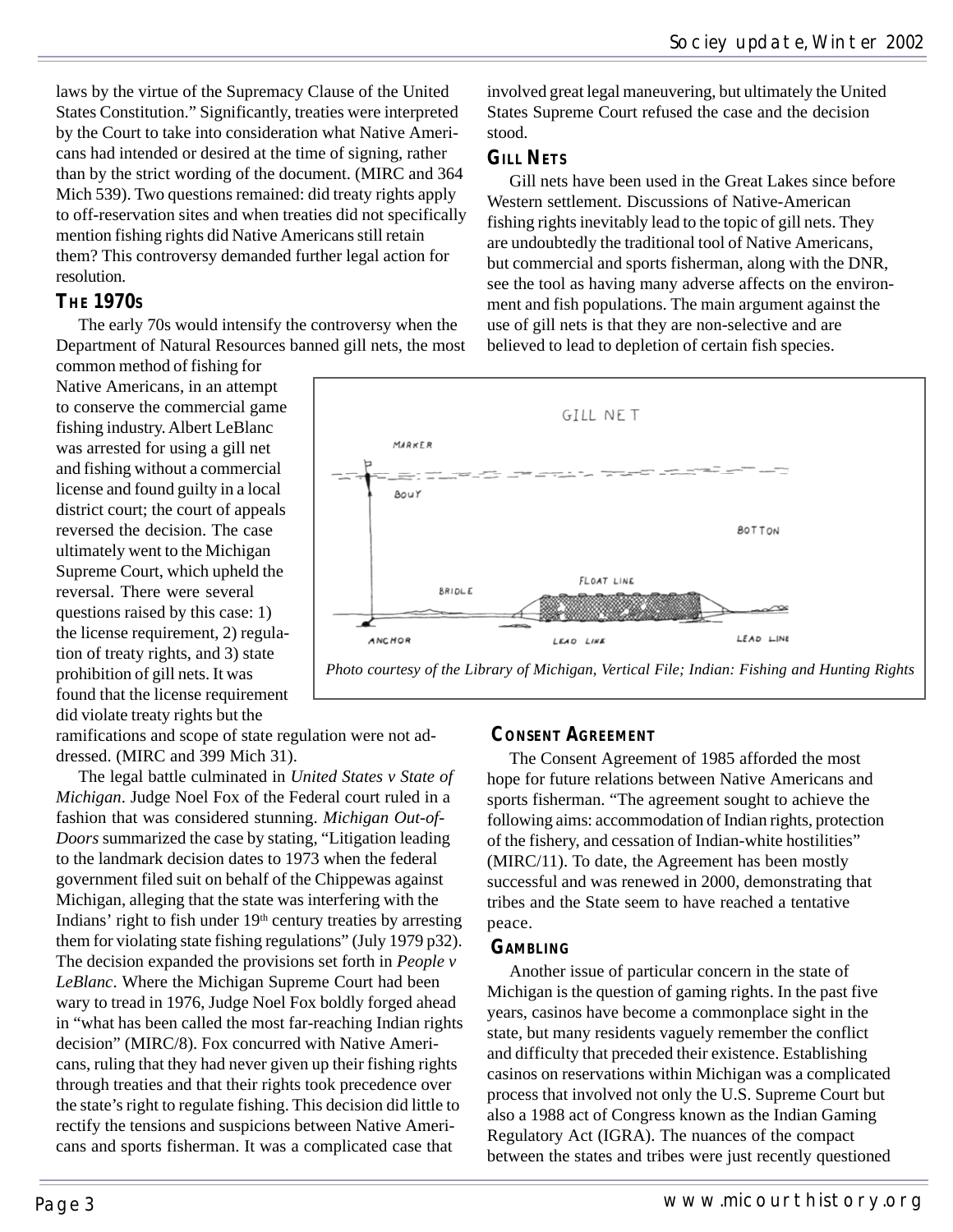laws by the virtue of the Supremacy Clause of the United States Constitution." Significantly, treaties were interpreted by the Court to take into consideration what Native Americans had intended or desired at the time of signing, rather than by the strict wording of the document. (MIRC and 364 Mich 539). Two questions remained: did treaty rights apply to off-reservation sites and when treaties did not specifically mention fishing rights did Native Americans still retain them? This controversy demanded further legal action for resolution.

### The 1970s

The early 70s would intensify the controversy when the Department of Natural Resources banned gill nets, the most common method of fishing for Native Americans, in an attempt to conserve the commercial game fishing industry. Albert LeBlanc was arrested for using a gill net and fishing without a commercial license and found guilty in a local district court; the court of appeals reversed the decision. The case ultimately went to the Michigan Supreme Court, which upheld the reversal. There were several questions raised by this case: 1) the license requirement, 2) regulation of treaty rights, and 3) state prohibition of gill nets. It was found that the license requirement did violate treaty rights but the ramifications and scope of state regulation were not addressed. (MIRC and 399 Mich 31).

The legal battle culminated in *United States v State of Michigan*. Judge Noel Fox of the Federal court ruled in a fashion that was considered stunning. *Michigan Out-of-Doors* summarized the case by stating, "Litigation leading to the landmark decision dates to 1973 when the federal government filed suit on behalf of the Chippewas against Michigan, alleging that the state was interfering with the Indians' right to fish under 19th century treaties by arresting them for violating state fishing regulations" (July 1979 p32). The decision expanded the provisions set forth in *People v LeBlanc*. Where the Michigan Supreme Court had been wary to tread in 1976, Judge Noel Fox boldly forged ahead in "what has been called the most far-reaching Indian rights decision" (MIRC/8). Fox concurred with Native Americans, ruling that they had never given up their fishing rights through treaties and that their rights took precedence over the state's right to regulate fishing. This decision did little to rectify the tensions and suspicions between Native Americans and sports fisherman. It was a complicated case that involved great legal maneuvering, but ultimately the United States Supreme Court refused the case and the decision stood.

### Gill Nets

Gill nets have been used in the Great Lakes since before Western settlement. Discussions of Native-American fishing rights inevitably lead to the topic of gill nets. They are undoubtedly the traditional tool of Native Americans, but commercial and sports fisherman, along with the DNR, see the tool as having many adverse affects on the environment and fish populations. The main argument against the use of gill nets is that they are non-selective and are believed to lead to depletion of certain fish species.

*Photo courtesy of the Library of Michigan, Vertical File; Indian: Fishing and Hunting Rights*

### Consent Agreement

The Consent Agreement of 1985 afforded the most hope for future relations between Native Americans and sports fisherman. "The agreement sought to achieve the following aims: accommodation of Indian rights, protection of the fishery, and cessation of Indian-white hostilities" (MIRC/11). To date, the Agreement has been mostly successful and was renewed in 2000, demonstrating that tribes and the State seem to have reached a tentative peace.

### Gambling

Another issue of particular concern in the state of Michigan is the question of gaming rights. In the past five years, casinos have become a commonplace sight in the state, but many residents vaguely remember the conflict and difficulty that preceded their existence. Establishing casinos on reservations within Michigan was a complicated process that involved not only the U.S. Supreme Court but also a 1988 act of Congress known as the Indian Gaming Regulatory Act (IGRA). The nuances of the compact between the states and tribes were just recently questioned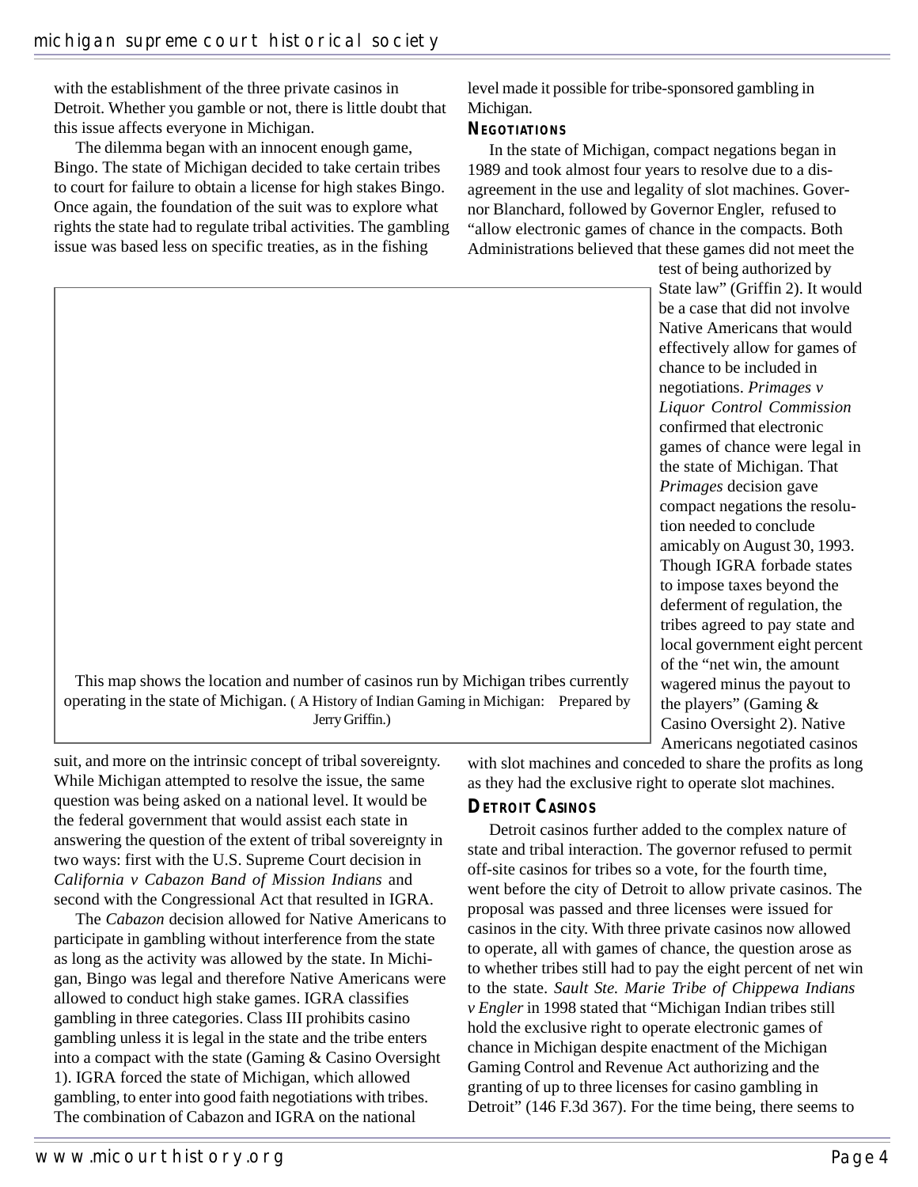with the establishment of the three private casinos in Detroit. Whether you gamble or not, there is little doubt that this issue affects everyone in Michigan.

The dilemma began with an innocent enough game, Bingo. The state of Michigan decided to take certain tribes to court for failure to obtain a license for high stakes Bingo. Once again, the foundation of the suit was to explore what rights the state had to regulate tribal activities. The gambling issue was based less on specific treaties, as in the fishing suit, and more on the intrinsic concept of tribal sovereignty. While Michigan attempted to resolve the issue, the same question was being asked on a national level. It would be the federal government that would assist each state in answering the question of the extent of tribal sovereignty in two ways: first with the U.S. Supreme Court decision in *California v Cabazon Band of Mission Indians* and second with the Congressional Act that resulted in IGRA.

The *Cabazon* decision allowed for Native Americans to participate in gambling without interference from the state as long as the activity was allowed by the state. In Michigan, Bingo was legal and therefore Native Americans were allowed to conduct high stake games. IGRA classifies gambling in three categories. Class III prohibits casino gambling unless it is legal in the state and the tribe enters into a compact with the state (Gaming & Casino Oversight 1). IGRA forced the state of Michigan, which allowed gambling, to enter into good faith negotiations with tribes. The combination of Cabazon and IGRA on the national level made it possible for tribe-sponsored gambling in Michigan.

This map shows the location and number of casinos run by Michigan tribes currently operating in the state of Michigan. ( A History of Indian Gaming in Michigan: Prepared by Jerry Griffin.)

### Negotiations

In the state of Michigan, compact negations began in 1989 and took almost four years to resolve due to a disagreement in the use and legality of slot machines. Governor Blanchard, followed by Governor Engler, refused to "allow electronic games of chance in the compacts. Both Administrations believed that these games did not meet the test of being authorized by State law" (Griffin 2). It would be a case that did not involve Native Americans that would effectively allow for games of chance to be included in negotiations. *Primages v Liquor Control Commission* confirmed that electronic games of chance were legal in the state of Michigan. That *Primages* decision gave compact negations the resolution needed to conclude amicably on August 30, 1993. Though IGRA forbade states to impose taxes beyond the deferment of regulation, the tribes agreed to pay state and local government eight percent of the "net win, the amount wagered minus the payout to the players" (Gaming & Casino Oversight 2). Native Americans negotiated casinos with slot machines and conceded to share the profits as long as they had the exclusive right to operate slot machines.

### Detroit Casinos

Detroit casinos further added to the complex nature of state and tribal interaction. The governor refused to permit off-site casinos for tribes so a vote, for the fourth time, went before the city of Detroit to allow private casinos. The proposal was passed and three licenses were issued for casinos in the city. With three private casinos now allowed to operate, all with games of chance, the question arose as to whether tribes still had to pay the eight percent of net win to the state. *Sault Ste. Marie Tribe of Chippewa Indians v Engler* in 1998 stated that "Michigan Indian tribes still hold the exclusive right to operate electronic games of chance in Michigan despite enactment of the Michigan Gaming Control and Revenue Act authorizing and the granting of up to three licenses for casino gambling in Detroit" (146 F.3d 367). For the time being, there seems to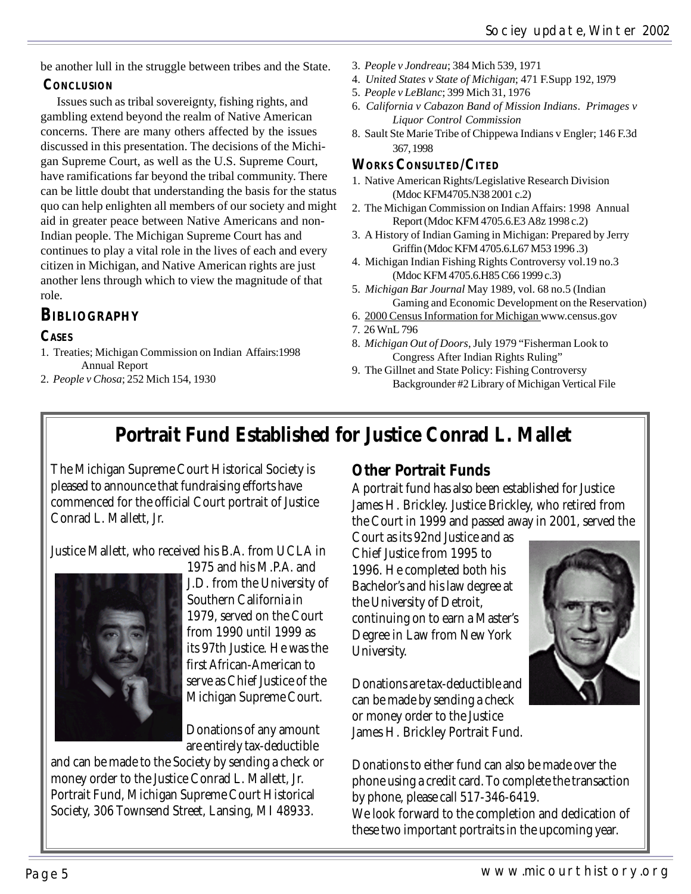be another lull in the struggle between tribes and the State.

### Conclusion

Issues such as tribal sovereignty, fishing rights, and gambling extend beyond the realm of Native American concerns. There are many others affected by the issues discussed in this presentation. The decisions of the Michigan Supreme Court, as well as the U.S. Supreme Court, have ramifications far beyond the tribal community. There can be little doubt that understanding the basis for the status quo can help enlighten all members of our society and might aid in greater peace between Native Americans and non-Indian people. The Michigan Supreme Court has and continues to play a vital role in the lives of each and every citizen in Michigan, and Native American rights are just another lens through which to view the magnitude of that role.

## Bibliography

### Cases

1. Treaties; Michigan Commission on Indian Affairs:1998 Annual Report
2. *People v Chosa*; 252 Mich 154, 1930
3. *People v Jondreau*; 384 Mich 539, 1971
4. *United States v State of Michigan*; 471 F.Supp 192, 1979
5. *People v LeBlanc*; 399 Mich 31, 1976
6. *California v Cabazon Band of Mission Indians*. *Primages v Liquor Control Commission*
8. Sault Ste Marie Tribe of Chippewa Indians v Engler; 146 F.3d 367, 1998

### Works Consulted/Cited

1. Native American Rights/Legislative Research Division (Mdoc KFM4705.N38 2001 c.2)
2. The Michigan Commission on Indian Affairs: 1998 Annual Report (Mdoc KFM 4705.6.E3 A8z 1998 c.2)
3. A History of Indian Gaming in Michigan: Prepared by Jerry Griffin (Mdoc KFM 4705.6.L67 M53 1996 .3)
4. Michigan Indian Fishing Rights Controversy vol.19 no.3 (Mdoc KFM 4705.6.H85 C66 1999 c.3)
5. *Michigan Bar Journal* May 1989, vol. 68 no.5 (Indian Gaming and Economic Development on the Reservation)
6. 2000 Census Information for Michigan www.census.gov
7. 26 WnL 796
8. *Michigan Out of Doors*, July 1979 "Fisherman Look to Congress After Indian Rights Ruling"
9. The Gillnet and State Policy: Fishing Controversy Backgrounder #2 Library of Michigan Vertical File

# Portrait Fund Established for Justice Conrad L. Mallet

The Michigan Supreme Court Historical Society is pleased to announce that fundraising efforts have commenced for the official Court portrait of Justice Conrad L. Mallett, Jr.

Justice Mallett, who received his B.A. from UCLA in 1975 and his M.P.A. and J.D. from the University of Southern California in 1979, served on the Court from 1990 until 1999 as its 97th Justice. He was the first African-American to serve as Chief Justice of the Michigan Supreme Court.

Donations of any amount are entirely tax-deductible and can be made to the Society by sending a check or money order to the Justice Conrad L. Mallett, Jr. Portrait Fund, Michigan Supreme Court Historical Society, 306 Townsend Street, Lansing, MI 48933.

## Other Portrait Funds

A portrait fund has also been established for Justice James H. Brickley. Justice Brickley, who retired from the Court in 1999 and passed away in 2001, served the Court as its 92nd Justice and as Chief Justice from 1995 to 1996. He completed both his Bachelor's and his law degree at the University of Detroit, continuing on to earn a Master's Degree in Law from New York University.

Donations are tax-deductible and can be made by sending a check or money order to the Justice James H. Brickley Portrait Fund.

Donations to either fund can also be made over the phone using a credit card. To complete the transaction by phone, please call 517-346-6419.
We look forward to the completion and dedication of these two important portraits in the upcoming year.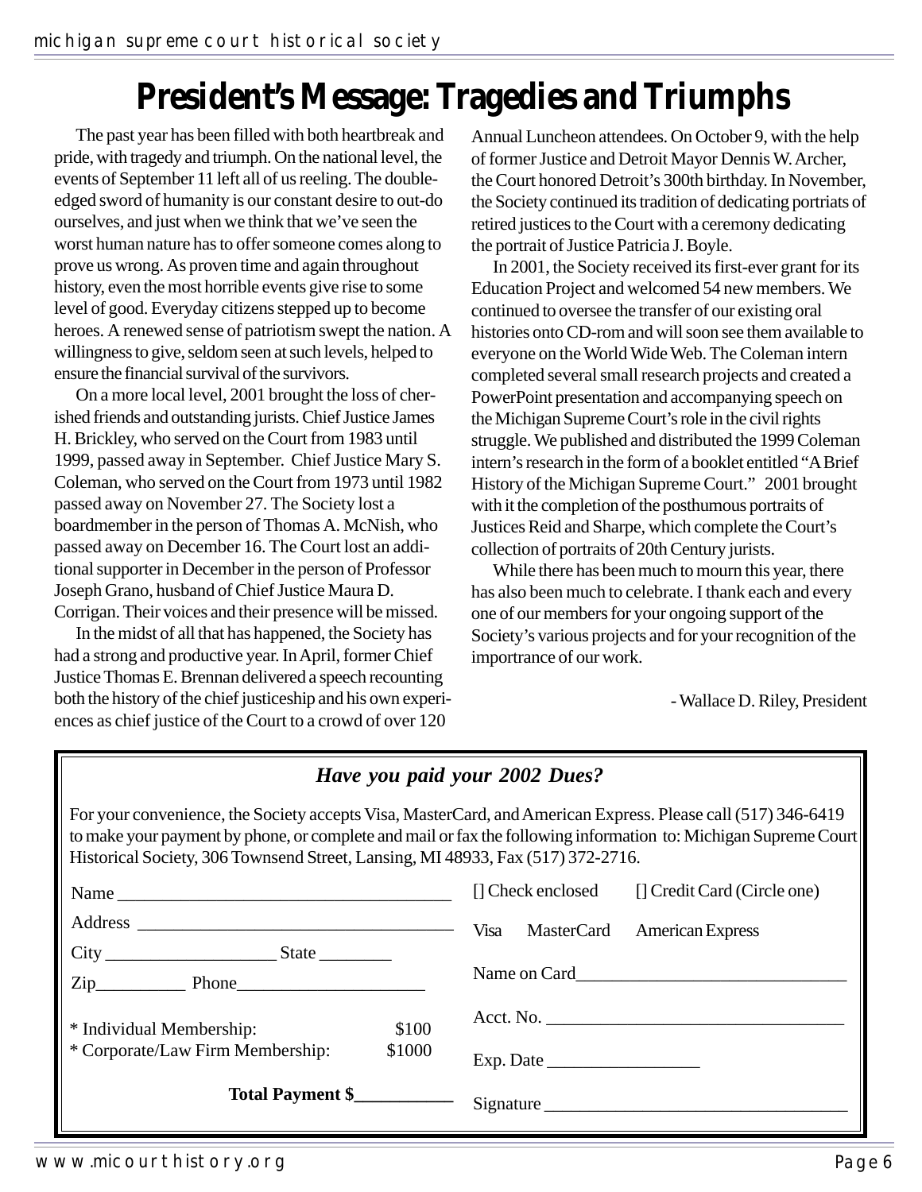# President's Message: Tragedies and Triumphs

The past year has been filled with both heartbreak and pride, with tragedy and triumph. On the national level, the events of September 11 left all of us reeling. The double-edged sword of humanity is our constant desire to out-do ourselves, and just when we think that we've seen the worst human nature has to offer someone comes along to prove us wrong. As proven time and again throughout history, even the most horrible events give rise to some level of good. Everyday citizens stepped up to become heroes. A renewed sense of patriotism swept the nation. A willingness to give, seldom seen at such levels, helped to ensure the financial survival of the survivors.

On a more local level, 2001 brought the loss of cherished friends and outstanding jurists. Chief Justice James H. Brickley, who served on the Court from 1983 until 1999, passed away in September. Chief Justice Mary S. Coleman, who served on the Court from 1973 until 1982 passed away on November 27. The Society lost a boardmember in the person of Thomas A. McNish, who passed away on December 16. The Court lost an additional supporter in December in the person of Professor Joseph Grano, husband of Chief Justice Maura D. Corrigan. Their voices and their presence will be missed.

In the midst of all that has happened, the Society has had a strong and productive year. In April, former Chief Justice Thomas E. Brennan delivered a speech recounting both the history of the chief justiceship and his own experiences as chief justice of the Court to a crowd of over 120 Annual Luncheon attendees. On October 9, with the help of former Justice and Detroit Mayor Dennis W. Archer, the Court honored Detroit's 300th birthday. In November, the Society continued its tradition of dedicating portriats of retired justices to the Court with a ceremony dedicating the portrait of Justice Patricia J. Boyle.

In 2001, the Society received its first-ever grant for its Education Project and welcomed 54 new members. We continued to oversee the transfer of our existing oral histories onto CD-rom and will soon see them available to everyone on the World Wide Web. The Coleman intern completed several small research projects and created a PowerPoint presentation and accompanying speech on the Michigan Supreme Court's role in the civil rights struggle. We published and distributed the 1999 Coleman intern's research in the form of a booklet entitled "A Brief History of the Michigan Supreme Court." 2001 brought with it the completion of the posthumous portraits of Justices Reid and Sharpe, which complete the Court's collection of portraits of 20th Century jurists.

While there has been much to mourn this year, there has also been much to celebrate. I thank each and every one of our members for your ongoing support of the Society's various projects and for your recognition of the importrance of our work.

- Wallace D. Riley, President

---

***Have you paid your 2002 Dues?***

For your convenience, the Society accepts Visa, MasterCard, and American Express. Please call (517) 346-6419 to make your payment by phone, or complete and mail or fax the following information to: Michigan Supreme Court Historical Society, 306 Townsend Street, Lansing, MI 48933, Fax (517) 372-2716.

Name ____________________________________

Address __________________________________

City ___________________ State ________

Zip__________ Phone____________________

\* Individual Membership: $100
\* Corporate/Law Firm Membership: $1000

**Total Payment $___________**

[] Check enclosed [] Credit Card (Circle one)

Visa MasterCard American Express

Name on Card______________________________

Acct. No. ________________________________

Exp. Date _________________

Signature ________________________________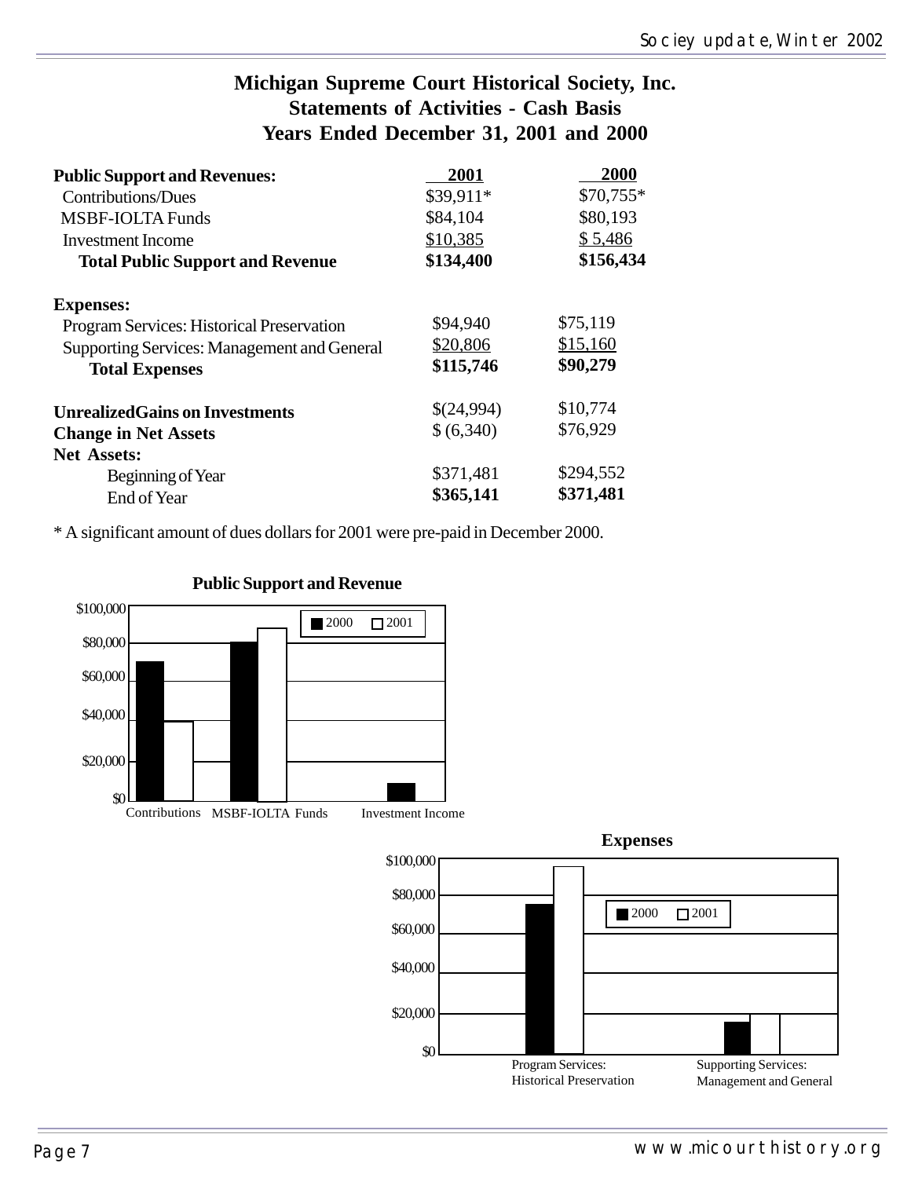# Michigan Supreme Court Historical Society, Inc.
## Statements of Activities - Cash Basis
## Years Ended December 31, 2001 and 2000

| | 2001 | 2000 |
|---|---|---|
| **Public Support and Revenues:** | | |
| Contributions/Dues | $39,911* | $70,755* |
| MSBF-IOLTA Funds | $84,104 | $80,193 |
| Investment Income | $10,385 | $ 5,486 |
| **Total Public Support and Revenue** | **$134,400** | **$156,434** |
| **Expenses:** | | |
| Program Services: Historical Preservation | $94,940 | $75,119 |
| Supporting Services: Management and General | $20,806 | $15,160 |
| **Total Expenses** | **$115,746** | **$90,279** |
| **UnrealizedGains on Investments** | $(24,994) | $10,774 |
| **Change in Net Assets** | $ (6,340) | $76,929 |
| **Net Assets:** | | |
| Beginning of Year | $371,481 | $294,552 |
| End of Year | **$365,141** | **$371,481** |

\* A significant amount of dues dollars for 2001 were pre-paid in December 2000.

**Public Support and Revenue**

**Expenses**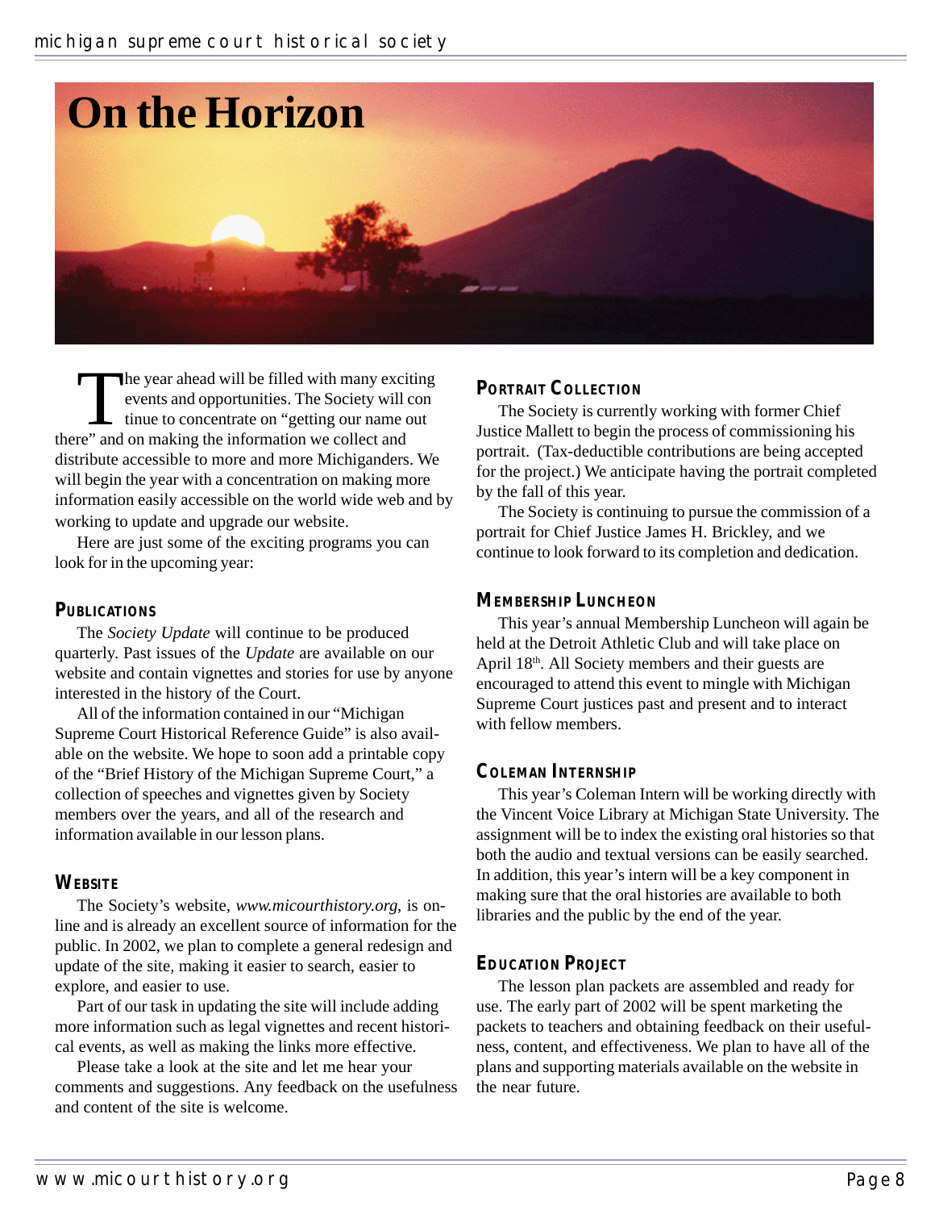# On the Horizon

The year ahead will be filled with many exciting events and opportunities. The Society will continue to concentrate on "getting our name out there" and on making the information we collect and distribute accessible to more and more Michiganders. We will begin the year with a concentration on making more information easily accessible on the world wide web and by working to update and upgrade our website.

Here are just some of the exciting programs you can look for in the upcoming year:

### Publications

The *Society Update* will continue to be produced quarterly. Past issues of the *Update* are available on our website and contain vignettes and stories for use by anyone interested in the history of the Court.

All of the information contained in our "Michigan Supreme Court Historical Reference Guide" is also available on the website. We hope to soon add a printable copy of the "Brief History of the Michigan Supreme Court," a collection of speeches and vignettes given by Society members over the years, and all of the research and information available in our lesson plans.

### Website

The Society's website, *www.micourthistory.org*, is online and is already an excellent source of information for the public. In 2002, we plan to complete a general redesign and update of the site, making it easier to search, easier to explore, and easier to use.

Part of our task in updating the site will include adding more information such as legal vignettes and recent historical events, as well as making the links more effective.

Please take a look at the site and let me hear your comments and suggestions. Any feedback on the usefulness and content of the site is welcome.

### Portrait Collection

The Society is currently working with former Chief Justice Mallett to begin the process of commissioning his portrait. (Tax-deductible contributions are being accepted for the project.) We anticipate having the portrait completed by the fall of this year.

The Society is continuing to pursue the commission of a portrait for Chief Justice James H. Brickley, and we continue to look forward to its completion and dedication.

### Membership Luncheon

This year's annual Membership Luncheon will again be held at the Detroit Athletic Club and will take place on April 18th. All Society members and their guests are encouraged to attend this event to mingle with Michigan Supreme Court justices past and present and to interact with fellow members.

### Coleman Internship

This year's Coleman Intern will be working directly with the Vincent Voice Library at Michigan State University. The assignment will be to index the existing oral histories so that both the audio and textual versions can be easily searched. In addition, this year's intern will be a key component in making sure that the oral histories are available to both libraries and the public by the end of the year.

### Education Project

The lesson plan packets are assembled and ready for use. The early part of 2002 will be spent marketing the packets to teachers and obtaining feedback on their usefulness, content, and effectiveness. We plan to have all of the plans and supporting materials available on the website in the near future.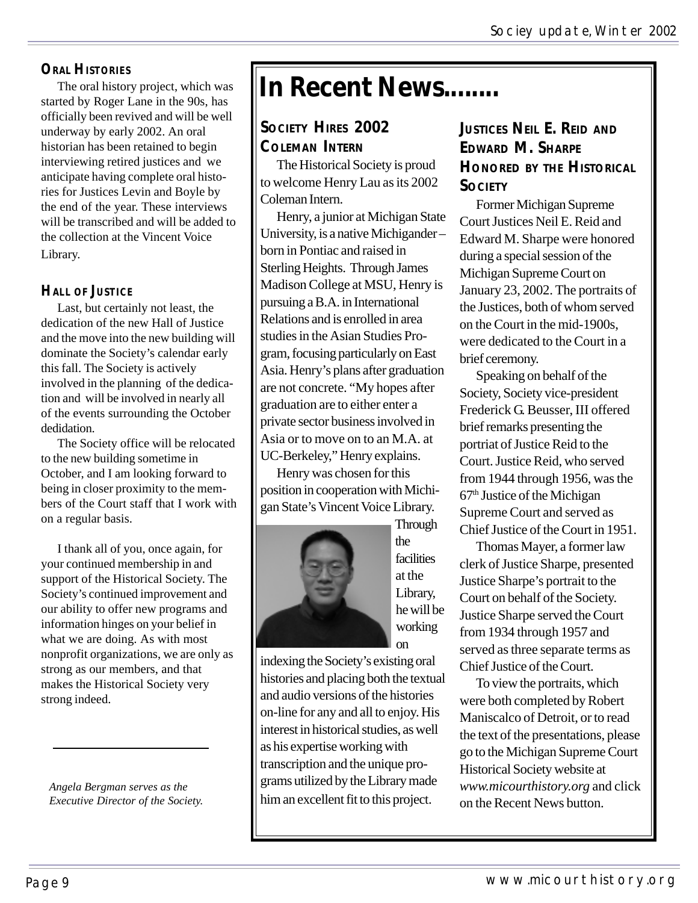### ORAL HISTORIES

The oral history project, which was started by Roger Lane in the 90s, has officially been revived and will be well underway by early 2002. An oral historian has been retained to begin interviewing retired justices and we anticipate having complete oral histories for Justices Levin and Boyle by the end of the year. These interviews will be transcribed and will be added to the collection at the Vincent Voice Library.

### HALL OF JUSTICE

Last, but certainly not least, the dedication of the new Hall of Justice and the move into the new building will dominate the Society's calendar early this fall. The Society is actively involved in the planning of the dedication and will be involved in nearly all of the events surrounding the October dedidation.

The Society office will be relocated to the new building sometime in October, and I am looking forward to being in closer proximity to the members of the Court staff that I work with on a regular basis.

I thank all of you, once again, for your continued membership in and support of the Historical Society. The Society's continued improvement and our ability to offer new programs and information hinges on your belief in what we are doing. As with most nonprofit organizations, we are only as strong as our members, and that makes the Historical Society very strong indeed.

*Angela Bergman serves as the Executive Director of the Society.*

# In Recent News........

## SOCIETY HIRES 2002 COLEMAN INTERN

The Historical Society is proud to welcome Henry Lau as its 2002 Coleman Intern.

Henry, a junior at Michigan State University, is a native Michigander – born in Pontiac and raised in Sterling Heights. Through James Madison College at MSU, Henry is pursuing a B.A. in International Relations and is enrolled in area studies in the Asian Studies Program, focusing particularly on East Asia. Henry's plans after graduation are not concrete. "My hopes after graduation are to either enter a private sector business involved in Asia or to move on to an M.A. at UC-Berkeley," Henry explains.

Henry was chosen for this position in cooperation with Michigan State's Vincent Voice Library. Through the facilities at the Library, he will be working on indexing the Society's existing oral histories and placing both the textual and audio versions of the histories on-line for any and all to enjoy. His interest in historical studies, as well as his expertise working with transcription and the unique programs utilized by the Library made him an excellent fit to this project.

## JUSTICES NEIL E. REID AND EDWARD M. SHARPE HONORED BY THE HISTORICAL SOCIETY

Former Michigan Supreme Court Justices Neil E. Reid and Edward M. Sharpe were honored during a special session of the Michigan Supreme Court on January 23, 2002. The portraits of the Justices, both of whom served on the Court in the mid-1900s, were dedicated to the Court in a brief ceremony.

Speaking on behalf of the Society, Society vice-president Frederick G. Beusser, III offered brief remarks presenting the portriat of Justice Reid to the Court. Justice Reid, who served from 1944 through 1956, was the 67th Justice of the Michigan Supreme Court and served as Chief Justice of the Court in 1951.

Thomas Mayer, a former law clerk of Justice Sharpe, presented Justice Sharpe's portrait to the Court on behalf of the Society. Justice Sharpe served the Court from 1934 through 1957 and served as three separate terms as Chief Justice of the Court.

To view the portraits, which were both completed by Robert Maniscalco of Detroit, or to read the text of the presentations, please go to the Michigan Supreme Court Historical Society website at *www.micourthistory.org* and click on the Recent News button.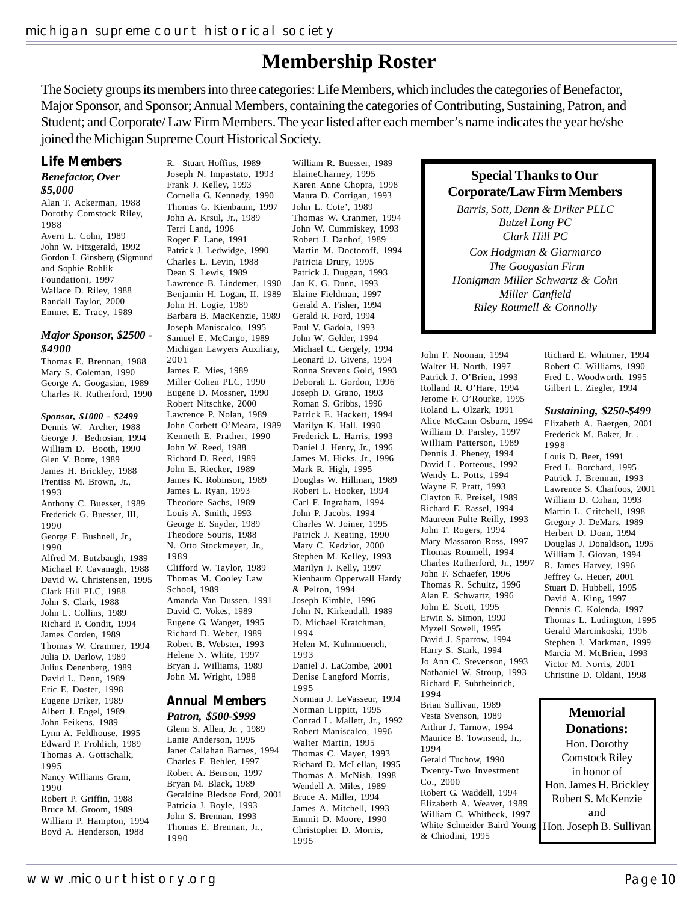# Membership Roster

The Society groups its members into three categories: Life Members, which includes the categories of Benefactor, Major Sponsor, and Sponsor; Annual Members, containing the categories of Contributing, Sustaining, Patron, and Student; and Corporate/ Law Firm Members. The year listed after each member's name indicates the year he/she joined the Michigan Supreme Court Historical Society.

## Life Members

### *Benefactor, Over $5,000*

Alan T. Ackerman, 1988
Dorothy Comstock Riley, 1988
Avern L. Cohn, 1989
John W. Fitzgerald, 1992
Gordon I. Ginsberg (Sigmund and Sophie Rohlik Foundation), 1997
Wallace D. Riley, 1988
Randall Taylor, 2000
Emmet E. Tracy, 1989

### *Major Sponsor, $2500 - $4900*

Thomas E. Brennan, 1988
Mary S. Coleman, 1990
George A. Googasian, 1989
Charles R. Rutherford, 1990

### *Sponsor, $1000 - $2499*

Dennis W. Archer, 1988
George J. Bedrosian, 1994
William D. Booth, 1990
Glen V. Borre, 1989
James H. Brickley, 1988
Prentiss M. Brown, Jr., 1993
Anthony C. Buesser, 1989
Frederick G. Buesser, III, 1990
George E. Bushnell, Jr., 1990
Alfred M. Butzbaugh, 1989
Michael F. Cavanagh, 1988
David W. Christensen, 1995
Clark Hill PLC, 1988
John S. Clark, 1988
John L. Collins, 1989
Richard P. Condit, 1994
James Corden, 1989
Thomas W. Cranmer, 1994
Julia D. Darlow, 1989
Julius Denenberg, 1989
David L. Denn, 1989
Eric E. Doster, 1998
Eugene Driker, 1989
Albert J. Engel, 1989
John Feikens, 1989
Lynn A. Feldhouse, 1995
Edward P. Frohlich, 1989
Thomas A. Gottschalk, 1995
Nancy Williams Gram, 1990
Robert P. Griffin, 1988
Bruce M. Groom, 1989
William P. Hampton, 1994
Boyd A. Henderson, 1988
R. Stuart Hoffius, 1989
Joseph N. Impastato, 1993
Frank J. Kelley, 1993
Cornelia G. Kennedy, 1990
Thomas G. Kienbaum, 1997
John A. Krsul, Jr., 1989
Terri Land, 1996
Roger F. Lane, 1991
Patrick J. Ledwidge, 1990
Charles L. Levin, 1988
Dean S. Lewis, 1989
Lawrence B. Lindemer, 1990
Benjamin H. Logan, II, 1989
John H. Logie, 1989
Barbara B. MacKenzie, 1989
Joseph Maniscalco, 1995
Samuel E. McCargo, 1989
Michigan Lawyers Auxiliary, 2001
James E. Mies, 1989
Miller Cohen PLC, 1990
Eugene D. Mossner, 1990
Robert Nitschke, 2000
Lawrence P. Nolan, 1989
John Corbett O'Meara, 1989
Kenneth E. Prather, 1990
John W. Reed, 1988
Richard D. Reed, 1989
John E. Riecker, 1989
James K. Robinson, 1989
James L. Ryan, 1993
Theodore Sachs, 1989
Louis A. Smith, 1993
George E. Snyder, 1989
Theodore Souris, 1988
N. Otto Stockmeyer, Jr., 1989
Clifford W. Taylor, 1989
Thomas M. Cooley Law School, 1989
Amanda Van Dussen, 1991
David C. Vokes, 1989
Eugene G. Wanger, 1995
Richard D. Weber, 1989
Robert B. Webster, 1993
Helene N. White, 1997
Bryan J. Williams, 1989
John M. Wright, 1988

## Annual Members

### *Patron, $500-$999*

Glenn S. Allen, Jr. , 1989
Lanie Anderson, 1995
Janet Callahan Barnes, 1994
Charles F. Behler, 1997
Robert A. Benson, 1997
Bryan M. Black, 1989
Geraldine Bledsoe Ford, 2001
Patricia J. Boyle, 1993
John S. Brennan, 1993
Thomas E. Brennan, Jr., 1990
William R. Buesser, 1989
ElaineCharney, 1995
Karen Anne Chopra, 1998
Maura D. Corrigan, 1993
John L. Cote', 1989
Thomas W. Cranmer, 1994
John W. Cummiskey, 1993
Robert J. Danhof, 1989
Martin M. Doctoroff, 1994
Patricia Drury, 1995
Patrick J. Duggan, 1993
Jan K. G. Dunn, 1993
Elaine Fieldman, 1997
Gerald A. Fisher, 1994
Gerald R. Ford, 1994
Paul V. Gadola, 1993
John W. Gelder, 1994
Michael C. Gergely, 1994
Leonard D. Givens, 1994
Ronna Stevens Gold, 1993
Deborah L. Gordon, 1996
Joseph D. Grano, 1993
Roman S. Gribbs, 1996
Patrick E. Hackett, 1994
Marilyn K. Hall, 1990
Frederick L. Harris, 1993
Daniel J. Henry, Jr., 1996
James M. Hicks, Jr., 1996
Mark R. High, 1995
Douglas W. Hillman, 1989
Robert L. Hooker, 1994
Carl F. Ingraham, 1994
John P. Jacobs, 1994
Charles W. Joiner, 1995
Patrick J. Keating, 1990
Mary C. Kedzior, 2000
Stephen M. Kelley, 1993
Marilyn J. Kelly, 1997
Kienbaum Opperwall Hardy & Pelton, 1994
Joseph Kimble, 1996
John N. Kirkendall, 1989
D. Michael Kratchman, 1994
Helen M. Kuhnmuench, 1993
Daniel J. LaCombe, 2001
Denise Langford Morris, 1995
Norman J. LeVasseur, 1994
Norman Lippitt, 1995
Conrad L. Mallett, Jr., 1992
Robert Maniscalco, 1996
Walter Martin, 1995
Thomas C. Mayer, 1993
Richard D. McLellan, 1995
Thomas A. McNish, 1998
Wendell A. Miles, 1989
Bruce A. Miller, 1994
James A. Mitchell, 1993
Emmit D. Moore, 1990
Christopher D. Morris, 1995
John F. Noonan, 1994
Walter H. North, 1997
Patrick J. O'Brien, 1993
Rolland R. O'Hare, 1994
Jerome F. O'Rourke, 1995
Roland L. Olzark, 1991
Alice McCann Osburn, 1994
William D. Parsley, 1997
William Patterson, 1989
Dennis J. Pheney, 1994
David L. Porteous, 1992
Wendy L. Potts, 1994
Wayne F. Pratt, 1993
Clayton E. Preisel, 1989
Richard E. Rassel, 1994
Maureen Pulte Reilly, 1993
John T. Rogers, 1994
Mary Massaron Ross, 1997
Thomas Roumell, 1994
Charles Rutherford, Jr., 1997
John F. Schaefer, 1996
Thomas R. Schultz, 1996
Alan E. Schwartz, 1996
John E. Scott, 1995
Erwin S. Simon, 1990
Myzell Sowell, 1995
David J. Sparrow, 1994
Harry S. Stark, 1994
Jo Ann C. Stevenson, 1993
Nathaniel W. Stroup, 1993
Richard F. Suhrheinrich, 1994
Brian Sullivan, 1989
Vesta Svenson, 1989
Arthur J. Tarnow, 1994
Maurice B. Townsend, Jr., 1994
Gerald Tuchow, 1990
Twenty-Two Investment Co., 2000
Robert G. Waddell, 1994
Elizabeth A. Weaver, 1989
William C. Whitbeck, 1997
White Schneider Baird Young & Chiodini, 1995
Richard E. Whitmer, 1994
Robert C. Williams, 1990
Fred L. Woodworth, 1995
Gilbert L. Ziegler, 1994

### *Sustaining, $250-$499*

Elizabeth A. Baergen, 2001
Frederick M. Baker, Jr. , 1998
Louis D. Beer, 1991
Fred L. Borchard, 1995
Patrick J. Brennan, 1993
Lawrence S. Charfoos, 2001
William D. Cohan, 1993
Martin L. Critchell, 1998
Gregory J. DeMars, 1989
Herbert D. Doan, 1994
Douglas J. Donaldson, 1995
William J. Giovan, 1994
R. James Harvey, 1996
Jeffrey G. Heuer, 2001
Stuart D. Hubbell, 1995
David A. King, 1997
Dennis C. Kolenda, 1997
Thomas L. Ludington, 1995
Gerald Marcinkoski, 1996
Stephen J. Markman, 1999
Marcia M. McBrien, 1993
Victor M. Norris, 2001
Christine D. Oldani, 1998

---

**Special Thanks to Our Corporate/Law Firm Members**

*Barris, Sott, Denn & Driker PLLC*
*Butzel Long PC*
*Clark Hill PC*
*Cox Hodgman & Giarmarco*
*The Googasian Firm*
*Honigman Miller Schwartz & Cohn*
*Miller Canfield*
*Riley Roumell & Connolly*

---

**Memorial Donations:**

Hon. Dorothy Comstock Riley in honor of Hon. James H. Brickley, Robert S. McKenzie and Hon. Joseph B. Sullivan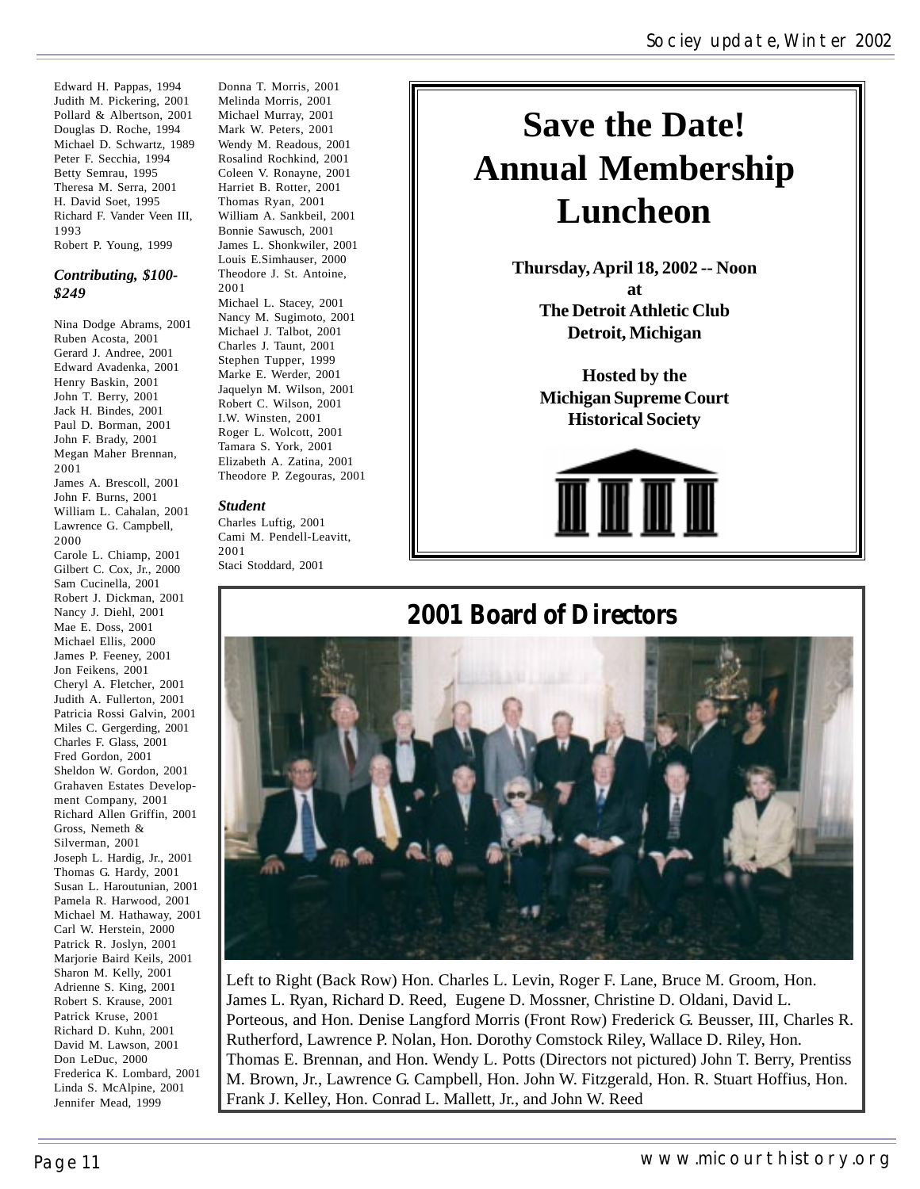Edward H. Pappas, 1994
Judith M. Pickering, 2001
Pollard & Albertson, 2001
Douglas D. Roche, 1994
Michael D. Schwartz, 1989
Peter F. Secchia, 1994
Betty Semrau, 1995
Theresa M. Serra, 2001
H. David Soet, 1995
Richard F. Vander Veen III, 1993
Robert P. Young, 1999

***Contributing, $100-$249***

Nina Dodge Abrams, 2001
Ruben Acosta, 2001
Gerard J. Andree, 2001
Edward Avadenka, 2001
Henry Baskin, 2001
John T. Berry, 2001
Jack H. Bindes, 2001
Paul D. Borman, 2001
John F. Brady, 2001
Megan Maher Brennan, 2001
James A. Brescoll, 2001
John F. Burns, 2001
William L. Cahalan, 2001
Lawrence G. Campbell, 2000
Carole L. Chiamp, 2001
Gilbert C. Cox, Jr., 2000
Sam Cucinella, 2001
Robert J. Dickman, 2001
Nancy J. Diehl, 2001
Mae E. Doss, 2001
Michael Ellis, 2000
James P. Feeney, 2001
Jon Feikens, 2001
Cheryl A. Fletcher, 2001
Judith A. Fullerton, 2001
Patricia Rossi Galvin, 2001
Miles C. Gergerding, 2001
Charles F. Glass, 2001
Fred Gordon, 2001
Sheldon W. Gordon, 2001
Grahaven Estates Development Company, 2001
Richard Allen Griffin, 2001
Gross, Nemeth & Silverman, 2001
Joseph L. Hardig, Jr., 2001
Thomas G. Hardy, 2001
Susan L. Haroutunian, 2001
Pamela R. Harwood, 2001
Michael M. Hathaway, 2001
Carl W. Herstein, 2000
Patrick R. Joslyn, 2001
Marjorie Baird Keils, 2001
Sharon M. Kelly, 2001
Adrienne S. King, 2001
Robert S. Krause, 2001
Patrick Kruse, 2001
Richard D. Kuhn, 2001
David M. Lawson, 2001
Don LeDuc, 2000
Frederica K. Lombard, 2001
Linda S. McAlpine, 2001
Jennifer Mead, 1999
Donna T. Morris, 2001
Melinda Morris, 2001
Michael Murray, 2001
Mark W. Peters, 2001
Wendy M. Readous, 2001
Rosalind Rochkind, 2001
Coleen V. Ronayne, 2001
Harriet B. Rotter, 2001
Thomas Ryan, 2001
William A. Sankbeil, 2001
Bonnie Sawusch, 2001
James L. Shonkwiler, 2001
Louis E.Simhauser, 2000
Theodore J. St. Antoine, 2001
Michael L. Stacey, 2001
Nancy M. Sugimoto, 2001
Michael J. Talbot, 2001
Charles J. Taunt, 2001
Stephen Tupper, 1999
Marke E. Werder, 2001
Jaquelyn M. Wilson, 2001
Robert C. Wilson, 2001
I.W. Winsten, 2001
Roger L. Wolcott, 2001
Tamara S. York, 2001
Elizabeth A. Zatina, 2001
Theodore P. Zegouras, 2001

***Student***

Charles Luftig, 2001
Cami M. Pendell-Leavitt, 2001
Staci Stoddard, 2001

# Save the Date! Annual Membership Luncheon

**Thursday, April 18, 2002 -- Noon**
**at**
**The Detroit Athletic Club**
**Detroit, Michigan**

**Hosted by the**
**Michigan Supreme Court**
**Historical Society**

## 2001 Board of Directors

Left to Right (Back Row) Hon. Charles L. Levin, Roger F. Lane, Bruce M. Groom, Hon. James L. Ryan, Richard D. Reed, Eugene D. Mossner, Christine D. Oldani, David L. Porteous, and Hon. Denise Langford Morris (Front Row) Frederick G. Beusser, III, Charles R. Rutherford, Lawrence P. Nolan, Hon. Dorothy Comstock Riley, Wallace D. Riley, Hon. Thomas E. Brennan, and Hon. Wendy L. Potts (Directors not pictured) John T. Berry, Prentiss M. Brown, Jr., Lawrence G. Campbell, Hon. John W. Fitzgerald, Hon. R. Stuart Hoffius, Hon. Frank J. Kelley, Hon. Conrad L. Mallett, Jr., and John W. Reed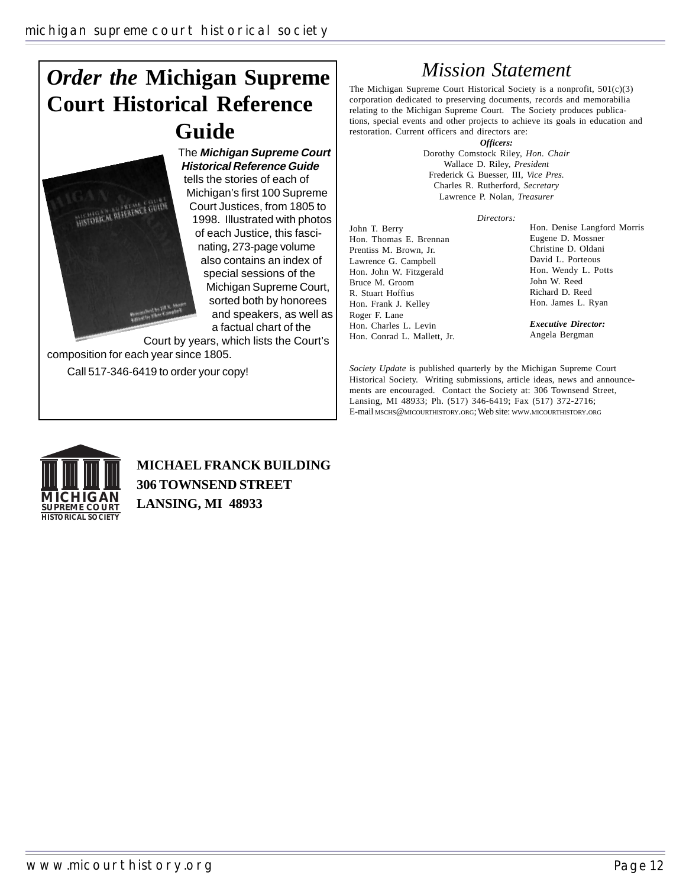# *Order the* Michigan Supreme Court Historical Reference Guide

The ***Michigan Supreme Court Historical Reference Guide*** tells the stories of each of Michigan's first 100 Supreme Court Justices, from 1805 to 1998. Illustrated with photos of each Justice, this fascinating, 273-page volume also contains an index of special sessions of the Michigan Supreme Court, sorted both by honorees and speakers, as well as a factual chart of the Court by years, which lists the Court's composition for each year since 1805.

Call 517-346-6419 to order your copy!

# *Mission Statement*

The Michigan Supreme Court Historical Society is a nonprofit, 501(c)(3) corporation dedicated to preserving documents, records and memorabilia relating to the Michigan Supreme Court. The Society produces publications, special events and other projects to achieve its goals in education and restoration. Current officers and directors are:

***Officers:***

Dorothy Comstock Riley, *Hon. Chair*
Wallace D. Riley, *President*
Frederick G. Buesser, III, *Vice Pres.*
Charles R. Rutherford, *Secretary*
Lawrence P. Nolan, *Treasurer*

*Directors:*

John T. Berry
Hon. Thomas E. Brennan
Prentiss M. Brown, Jr.
Lawrence G. Campbell
Hon. John W. Fitzgerald
Bruce M. Groom
R. Stuart Hoffius
Hon. Frank J. Kelley
Roger F. Lane
Hon. Charles L. Levin
Hon. Conrad L. Mallett, Jr.
Hon. Denise Langford Morris
Eugene D. Mossner
Christine D. Oldani
David L. Porteous
Hon. Wendy L. Potts
John W. Reed
Richard D. Reed
Hon. James L. Ryan

***Executive Director:***
Angela Bergman

*Society Update* is published quarterly by the Michigan Supreme Court Historical Society. Writing submissions, article ideas, news and announcements are encouraged. Contact the Society at: 306 Townsend Street, Lansing, MI 48933; Ph. (517) 346-6419; Fax (517) 372-2716; E-mail mschs@micourthistory.org; Web site: www.micourthistory.org

MICHIGAN SUPREME COURT HISTORICAL SOCIETY

**MICHAEL FRANCK BUILDING**
**306 TOWNSEND STREET**
**LANSING, MI 48933**